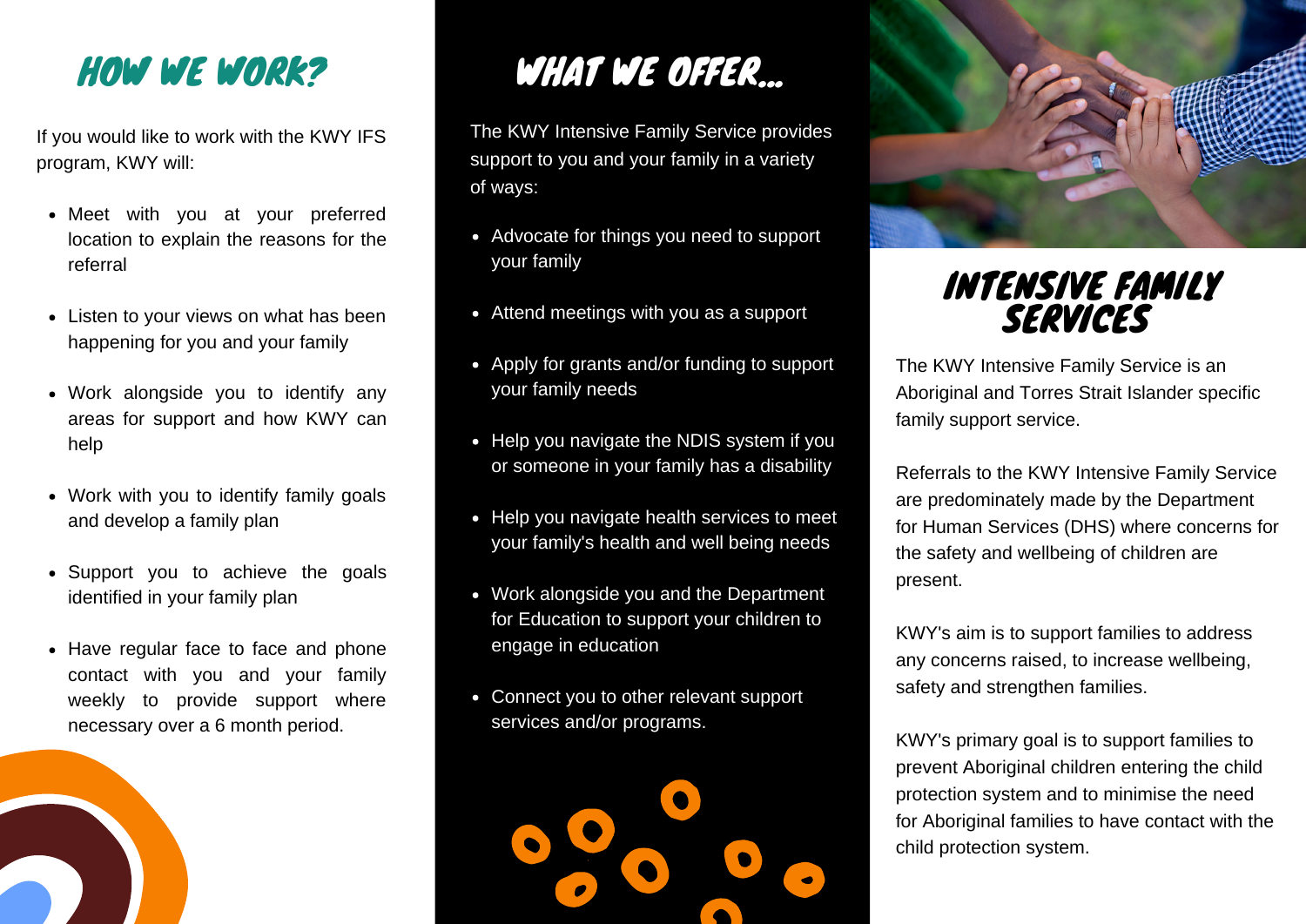## HOW WE WORK?

If you would like to work with the KWY IFS program, KWY will:

- Meet with you at your preferred location to explain the reasons for the referral
- Listen to your views on what has been happening for you and your family
- Work alongside you to identify any areas for support and how KWY can help
- Work with you to identify family goals and develop a family plan
- Support you to achieve the goals identified in your family plan
- Have regular face to face and phone contact with you and your family weekly to provide support where necessary over a 6 month period.

## WHAT WE OFFER...

The KWY Intensive Family Service provides support to you and your family in a variety of ways:

- Advocate for things you need to support your family
- Attend meetings with you as a support
- Apply for grants and/or funding to support your family needs
- Help you navigate the NDIS system if you or someone in your family has a disability
- Help you navigate health services to meet your family's health and well being needs
- Work alongside you and the Department for Education to support your children to engage in education
- Connect you to other relevant support services and/or programs.

# INTENSIVE FAMILY SERVICES

The KWY Intensive Family Service is an Aboriginal and Torres Strait Islander specific family support service.

Referrals to the KWY Intensive Family Service are predominately made by the Department for Human Services (DHS) where concerns for the safety and wellbeing of children are present.

KWY's aim is to support families to address any concerns raised, to increase wellbeing, safety and strengthen families.

KWY's primary goal is to support families to prevent Aboriginal children entering the child protection system and to minimise the need for Aboriginal families to have contact with the child protection system.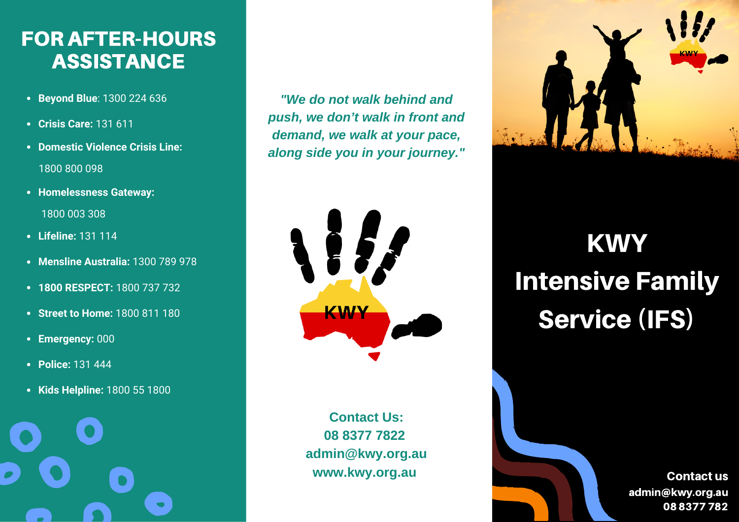# FOR AFTER-HOURS ASSISTANCE

- **Beyond Blue**: 1300 224 636
- **Crisis Care:** 131 611
- **Domestic Violence Crisis Line:** 1800 800 098
- **Homelessness Gateway:** 1800 003 308
- **Lifeline:** 131 114
- **Mensline Australia:** 1300 789 978
- **1800 RESPECT:** 1800 737 732
- **Street to Home:** 1800 811 180
- **Emergency:** 000
- **Police:** 131 444
- **Kids Helpline:** 1800 55 1800

*"We do not walk behind and push, we don't walk in front and demand, we walk at your pace, along side you in your journey."*

KWY

**Contact Us:**
**08 8377 7822**
**admin@kwy.org.au**
**www.kwy.org.au**

# KWY Intensive Family Service (IFS)

**Contact us**
**admin@kwy.org.au**
**08 8377 782**